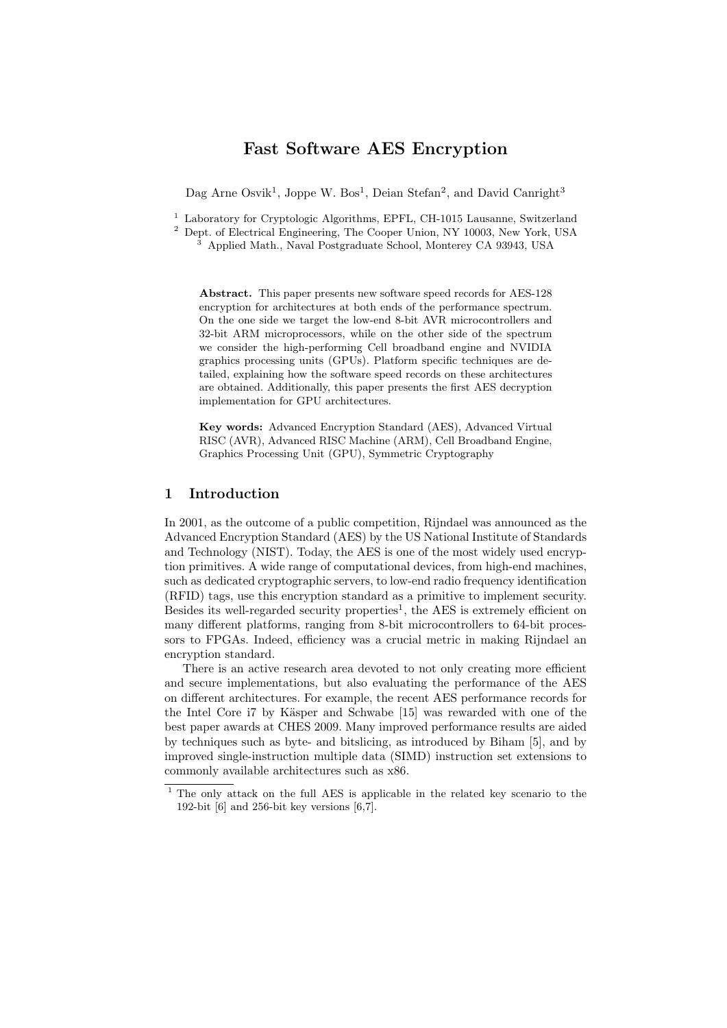# Fast Software AES Encryption

Dag Arne Osvik[1], Joppe W. Bos[1], Deian Stefan[2], and David Canright[3]

[1] Laboratory for Cryptologic Algorithms, EPFL, CH-1015 Lausanne, Switzerland
[2] Dept. of Electrical Engineering, The Cooper Union, NY 10003, New York, USA
[3] Applied Math., Naval Postgraduate School, Monterey CA 93943, USA

**Abstract.** This paper presents new software speed records for AES-128 encryption for architectures at both ends of the performance spectrum. On the one side we target the low-end 8-bit AVR microcontrollers and 32-bit ARM microprocessors, while on the other side of the spectrum we consider the high-performing Cell broadband engine and NVIDIA graphics processing units (GPUs). Platform specific techniques are detailed, explaining how the software speed records on these architectures are obtained. Additionally, this paper presents the first AES decryption implementation for GPU architectures.

**Key words:** Advanced Encryption Standard (AES), Advanced Virtual RISC (AVR), Advanced RISC Machine (ARM), Cell Broadband Engine, Graphics Processing Unit (GPU), Symmetric Cryptography

## 1 Introduction

In 2001, as the outcome of a public competition, Rijndael was announced as the Advanced Encryption Standard (AES) by the US National Institute of Standards and Technology (NIST). Today, the AES is one of the most widely used encryption primitives. A wide range of computational devices, from high-end machines, such as dedicated cryptographic servers, to low-end radio frequency identification (RFID) tags, use this encryption standard as a primitive to implement security. Besides its well-regarded security properties[1], the AES is extremely efficient on many different platforms, ranging from 8-bit microcontrollers to 64-bit processors to FPGAs. Indeed, efficiency was a crucial metric in making Rijndael an encryption standard.

There is an active research area devoted to not only creating more efficient and secure implementations, but also evaluating the performance of the AES on different architectures. For example, the recent AES performance records for the Intel Core i7 by Käsper and Schwabe [15] was rewarded with one of the best paper awards at CHES 2009. Many improved performance results are aided by techniques such as byte- and bitslicing, as introduced by Biham [5], and by improved single-instruction multiple data (SIMD) instruction set extensions to commonly available architectures such as x86.

[1] The only attack on the full AES is applicable in the related key scenario to the 192-bit [6] and 256-bit key versions [6,7].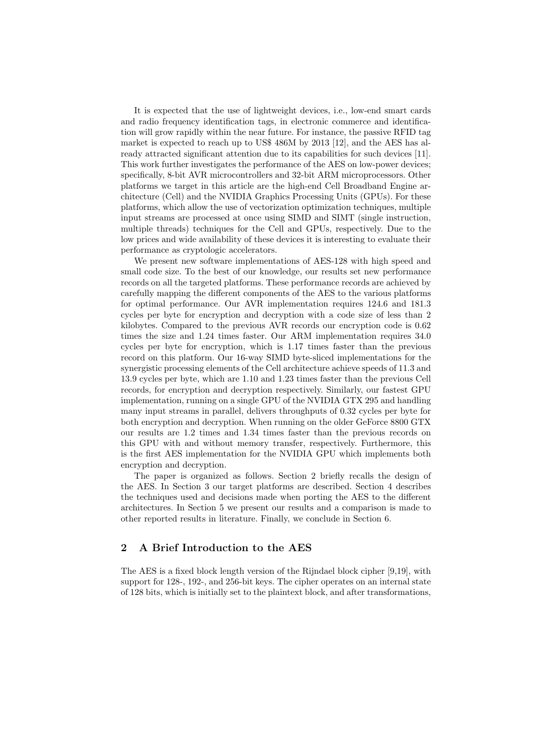It is expected that the use of lightweight devices, i.e., low-end smart cards and radio frequency identification tags, in electronic commerce and identification will grow rapidly within the near future. For instance, the passive RFID tag market is expected to reach up to US$ 486M by 2013 [12], and the AES has already attracted significant attention due to its capabilities for such devices [11]. This work further investigates the performance of the AES on low-power devices; specifically, 8-bit AVR microcontrollers and 32-bit ARM microprocessors. Other platforms we target in this article are the high-end Cell Broadband Engine architecture (Cell) and the NVIDIA Graphics Processing Units (GPUs). For these platforms, which allow the use of vectorization optimization techniques, multiple input streams are processed at once using SIMD and SIMT (single instruction, multiple threads) techniques for the Cell and GPUs, respectively. Due to the low prices and wide availability of these devices it is interesting to evaluate their performance as cryptologic accelerators.

We present new software implementations of AES-128 with high speed and small code size. To the best of our knowledge, our results set new performance records on all the targeted platforms. These performance records are achieved by carefully mapping the different components of the AES to the various platforms for optimal performance. Our AVR implementation requires 124.6 and 181.3 cycles per byte for encryption and decryption with a code size of less than 2 kilobytes. Compared to the previous AVR records our encryption code is 0.62 times the size and 1.24 times faster. Our ARM implementation requires 34.0 cycles per byte for encryption, which is 1.17 times faster than the previous record on this platform. Our 16-way SIMD byte-sliced implementations for the synergistic processing elements of the Cell architecture achieve speeds of 11.3 and 13.9 cycles per byte, which are 1.10 and 1.23 times faster than the previous Cell records, for encryption and decryption respectively. Similarly, our fastest GPU implementation, running on a single GPU of the NVIDIA GTX 295 and handling many input streams in parallel, delivers throughputs of 0.32 cycles per byte for both encryption and decryption. When running on the older GeForce 8800 GTX our results are 1.2 times and 1.34 times faster than the previous records on this GPU with and without memory transfer, respectively. Furthermore, this is the first AES implementation for the NVIDIA GPU which implements both encryption and decryption.

The paper is organized as follows. Section 2 briefly recalls the design of the AES. In Section 3 our target platforms are described. Section 4 describes the techniques used and decisions made when porting the AES to the different architectures. In Section 5 we present our results and a comparison is made to other reported results in literature. Finally, we conclude in Section 6.

## 2 A Brief Introduction to the AES

The AES is a fixed block length version of the Rijndael block cipher [9,19], with support for 128-, 192-, and 256-bit keys. The cipher operates on an internal state of 128 bits, which is initially set to the plaintext block, and after transformations,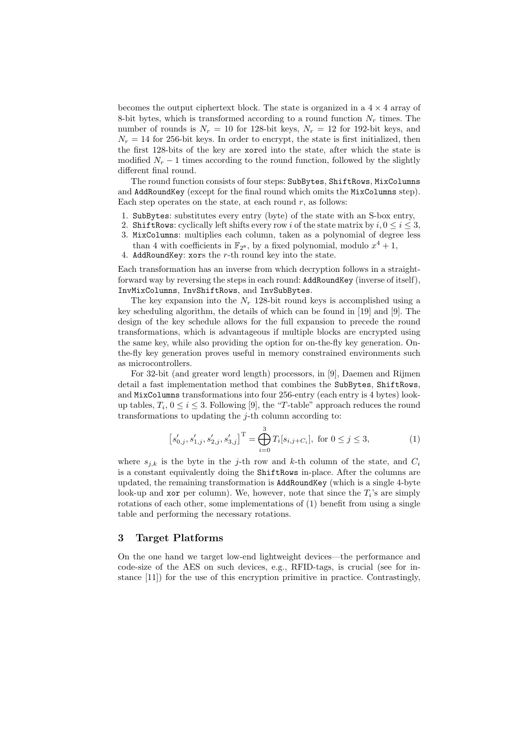becomes the output ciphertext block. The state is organized in a $4 \times 4$ array of 8-bit bytes, which is transformed according to a round function $N_r$ times. The number of rounds is $N_r = 10$ for 128-bit keys, $N_r = 12$ for 192-bit keys, and $N_r = 14$ for 256-bit keys. In order to encrypt, the state is first initialized, then the first 128-bits of the key are `xor`ed into the state, after which the state is modified $N_r - 1$ times according to the round function, followed by the slightly different final round.

The round function consists of four steps: `SubBytes`, `ShiftRows`, `MixColumns` and `AddRoundKey` (except for the final round which omits the `MixColumns` step). Each step operates on the state, at each round $r$, as follows:

1. `SubBytes`: substitutes every entry (byte) of the state with an S-box entry,
2. `ShiftRows`: cyclically left shifts every row $i$ of the state matrix by $i, 0 \leq i \leq 3$,
3. `MixColumns`: multiplies each column, taken as a polynomial of degree less than 4 with coefficients in $\mathbb{F}_{2^8}$, by a fixed polynomial, modulo $x^4 + 1$,
4. `AddRoundKey`: `xor`s the $r$-th round key into the state.

Each transformation has an inverse from which decryption follows in a straightforward way by reversing the steps in each round: `AddRoundKey` (inverse of itself), `InvMixColumns`, `InvShiftRows`, and `InvSubBytes`.

The key expansion into the $N_r$ 128-bit round keys is accomplished using a key scheduling algorithm, the details of which can be found in [19] and [9]. The design of the key schedule allows for the full expansion to precede the round transformations, which is advantageous if multiple blocks are encrypted using the same key, while also providing the option for on-the-fly key generation. On-the-fly key generation proves useful in memory constrained environments such as microcontrollers.

For 32-bit (and greater word length) processors, in [9], Daemen and Rijmen detail a fast implementation method that combines the `SubBytes`, `ShiftRows`, and `MixColumns` transformations into four 256-entry (each entry is 4 bytes) look-up tables, $T_i$, $0 \leq i \leq 3$. Following [9], the "$T$-table" approach reduces the round transformations to updating the $j$-th column according to:

$$\left[s'_{0,j}, s'_{1,j}, s'_{2,j}, s'_{3,j}\right]^{\mathrm{T}} = \bigoplus_{i=0}^{3} T_i[s_{i,j+C_i}], \text{ for } 0 \leq j \leq 3, \tag{1}$$

where $s_{j,k}$ is the byte in the $j$-th row and $k$-th column of the state, and $C_i$ is a constant equivalently doing the `ShiftRows` in-place. After the columns are updated, the remaining transformation is `AddRoundKey` (which is a single 4-byte look-up and `xor` per column). We, however, note that since the $T_i$'s are simply rotations of each other, some implementations of (1) benefit from using a single table and performing the necessary rotations.

## 3 Target Platforms

On the one hand we target low-end lightweight devices—the performance and code-size of the AES on such devices, e.g., RFID-tags, is crucial (see for instance [11]) for the use of this encryption primitive in practice. Contrastingly,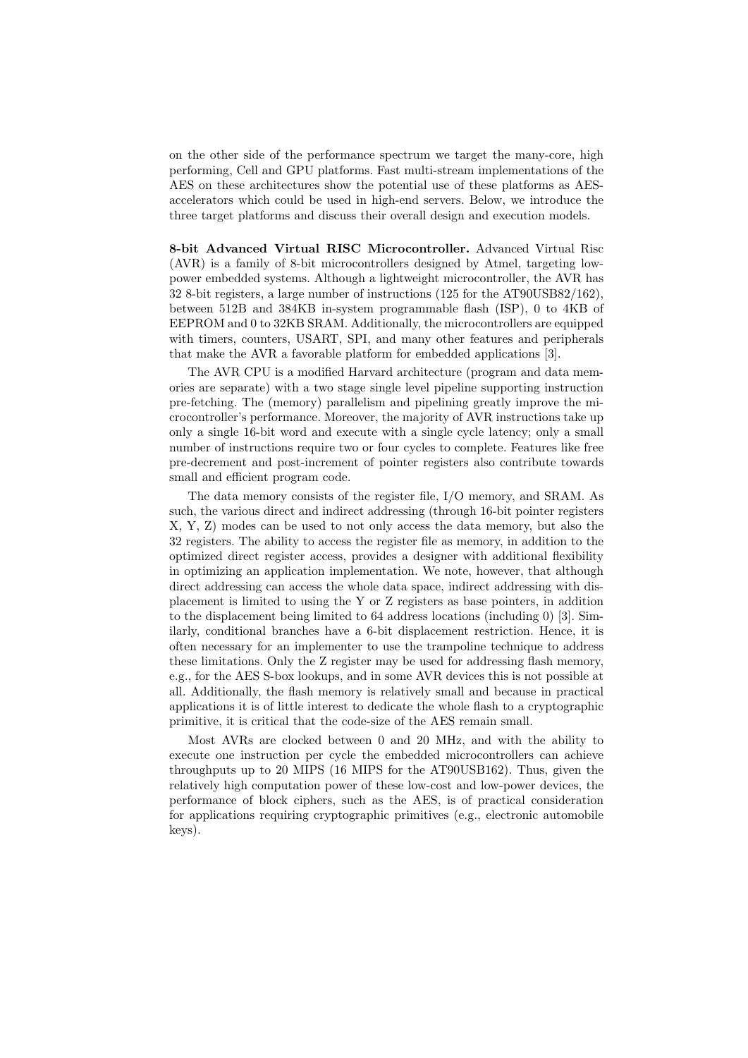on the other side of the performance spectrum we target the many-core, high performing, Cell and GPU platforms. Fast multi-stream implementations of the AES on these architectures show the potential use of these platforms as AES-accelerators which could be used in high-end servers. Below, we introduce the three target platforms and discuss their overall design and execution models.

**8-bit Advanced Virtual RISC Microcontroller.** Advanced Virtual Risc (AVR) is a family of 8-bit microcontrollers designed by Atmel, targeting low-power embedded systems. Although a lightweight microcontroller, the AVR has 32 8-bit registers, a large number of instructions (125 for the AT90USB82/162), between 512B and 384KB in-system programmable flash (ISP), 0 to 4KB of EEPROM and 0 to 32KB SRAM. Additionally, the microcontrollers are equipped with timers, counters, USART, SPI, and many other features and peripherals that make the AVR a favorable platform for embedded applications [3].

The AVR CPU is a modified Harvard architecture (program and data memories are separate) with a two stage single level pipeline supporting instruction pre-fetching. The (memory) parallelism and pipelining greatly improve the microcontroller's performance. Moreover, the majority of AVR instructions take up only a single 16-bit word and execute with a single cycle latency; only a small number of instructions require two or four cycles to complete. Features like free pre-decrement and post-increment of pointer registers also contribute towards small and efficient program code.

The data memory consists of the register file, I/O memory, and SRAM. As such, the various direct and indirect addressing (through 16-bit pointer registers X, Y, Z) modes can be used to not only access the data memory, but also the 32 registers. The ability to access the register file as memory, in addition to the optimized direct register access, provides a designer with additional flexibility in optimizing an application implementation. We note, however, that although direct addressing can access the whole data space, indirect addressing with displacement is limited to using the Y or Z registers as base pointers, in addition to the displacement being limited to 64 address locations (including 0) [3]. Similarly, conditional branches have a 6-bit displacement restriction. Hence, it is often necessary for an implementer to use the trampoline technique to address these limitations. Only the Z register may be used for addressing flash memory, e.g., for the AES S-box lookups, and in some AVR devices this is not possible at all. Additionally, the flash memory is relatively small and because in practical applications it is of little interest to dedicate the whole flash to a cryptographic primitive, it is critical that the code-size of the AES remain small.

Most AVRs are clocked between 0 and 20 MHz, and with the ability to execute one instruction per cycle the embedded microcontrollers can achieve throughputs up to 20 MIPS (16 MIPS for the AT90USB162). Thus, given the relatively high computation power of these low-cost and low-power devices, the performance of block ciphers, such as the AES, is of practical consideration for applications requiring cryptographic primitives (e.g., electronic automobile keys).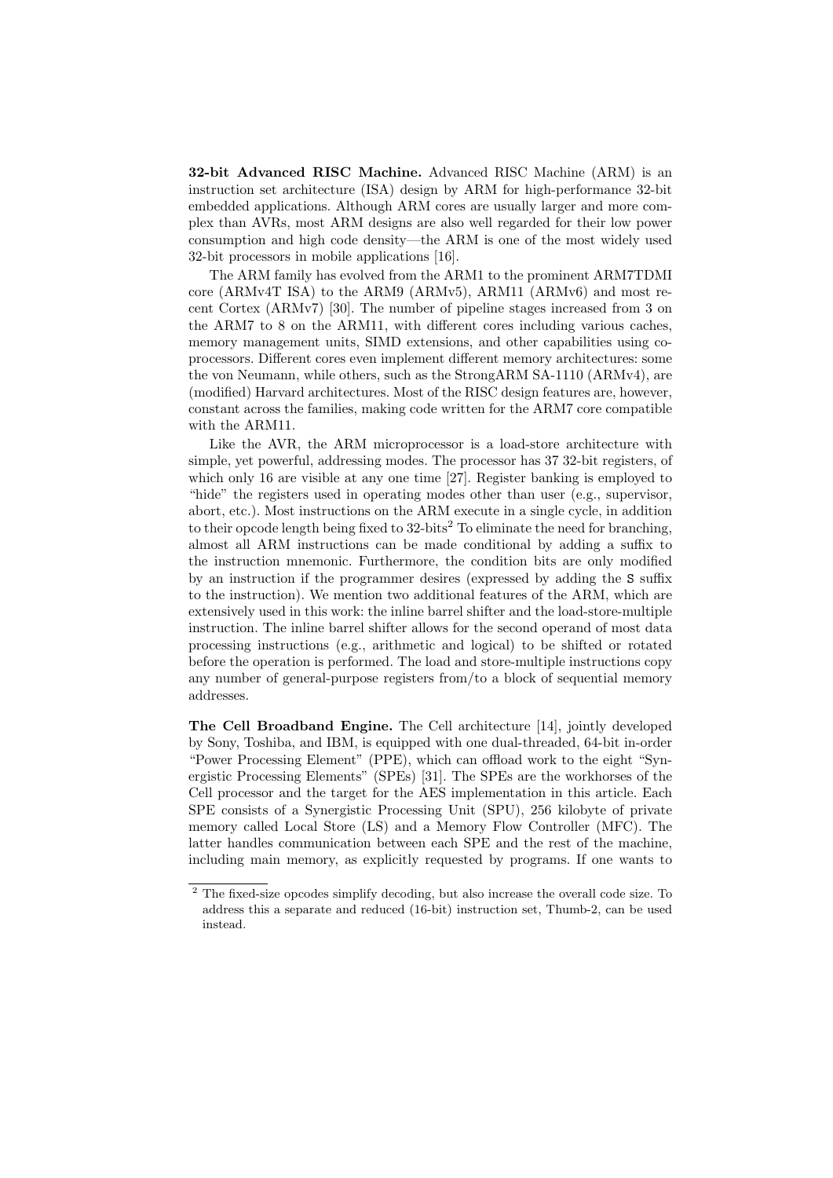**32-bit Advanced RISC Machine.** Advanced RISC Machine (ARM) is an instruction set architecture (ISA) design by ARM for high-performance 32-bit embedded applications. Although ARM cores are usually larger and more complex than AVRs, most ARM designs are also well regarded for their low power consumption and high code density—the ARM is one of the most widely used 32-bit processors in mobile applications [16].

The ARM family has evolved from the ARM1 to the prominent ARM7TDMI core (ARMv4T ISA) to the ARM9 (ARMv5), ARM11 (ARMv6) and most recent Cortex (ARMv7) [30]. The number of pipeline stages increased from 3 on the ARM7 to 8 on the ARM11, with different cores including various caches, memory management units, SIMD extensions, and other capabilities using coprocessors. Different cores even implement different memory architectures: some the von Neumann, while others, such as the StrongARM SA-1110 (ARMv4), are (modified) Harvard architectures. Most of the RISC design features are, however, constant across the families, making code written for the ARM7 core compatible with the ARM11.

Like the AVR, the ARM microprocessor is a load-store architecture with simple, yet powerful, addressing modes. The processor has 37 32-bit registers, of which only 16 are visible at any one time [27]. Register banking is employed to "hide" the registers used in operating modes other than user (e.g., supervisor, abort, etc.). Most instructions on the ARM execute in a single cycle, in addition to their opcode length being fixed to 32-bits[2] To eliminate the need for branching, almost all ARM instructions can be made conditional by adding a suffix to the instruction mnemonic. Furthermore, the condition bits are only modified by an instruction if the programmer desires (expressed by adding the `S` suffix to the instruction). We mention two additional features of the ARM, which are extensively used in this work: the inline barrel shifter and the load-store-multiple instruction. The inline barrel shifter allows for the second operand of most data processing instructions (e.g., arithmetic and logical) to be shifted or rotated before the operation is performed. The load and store-multiple instructions copy any number of general-purpose registers from/to a block of sequential memory addresses.

**The Cell Broadband Engine.** The Cell architecture [14], jointly developed by Sony, Toshiba, and IBM, is equipped with one dual-threaded, 64-bit in-order "Power Processing Element" (PPE), which can offload work to the eight "Synergistic Processing Elements" (SPEs) [31]. The SPEs are the workhorses of the Cell processor and the target for the AES implementation in this article. Each SPE consists of a Synergistic Processing Unit (SPU), 256 kilobyte of private memory called Local Store (LS) and a Memory Flow Controller (MFC). The latter handles communication between each SPE and the rest of the machine, including main memory, as explicitly requested by programs. If one wants to

---

[2] The fixed-size opcodes simplify decoding, but also increase the overall code size. To address this a separate and reduced (16-bit) instruction set, Thumb-2, can be used instead.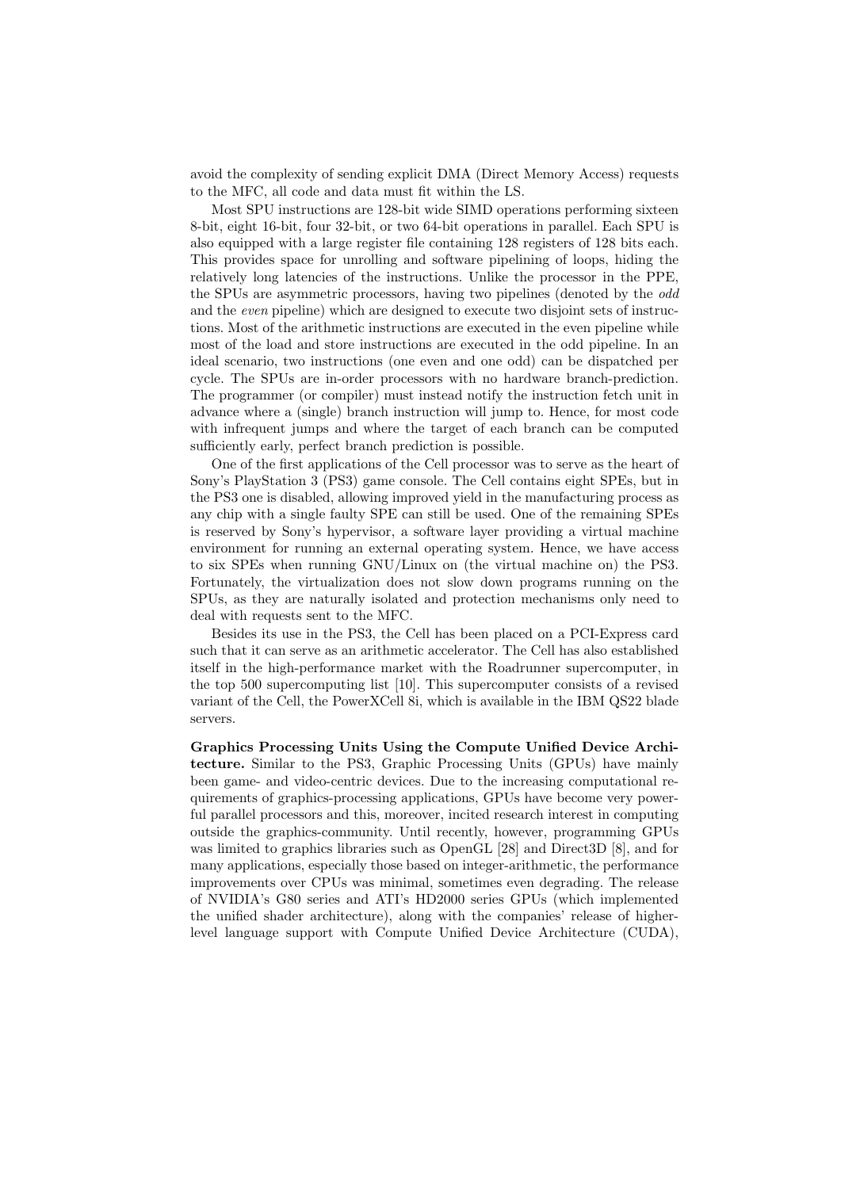avoid the complexity of sending explicit DMA (Direct Memory Access) requests to the MFC, all code and data must fit within the LS.

Most SPU instructions are 128-bit wide SIMD operations performing sixteen 8-bit, eight 16-bit, four 32-bit, or two 64-bit operations in parallel. Each SPU is also equipped with a large register file containing 128 registers of 128 bits each. This provides space for unrolling and software pipelining of loops, hiding the relatively long latencies of the instructions. Unlike the processor in the PPE, the SPUs are asymmetric processors, having two pipelines (denoted by the *odd* and the *even* pipeline) which are designed to execute two disjoint sets of instructions. Most of the arithmetic instructions are executed in the even pipeline while most of the load and store instructions are executed in the odd pipeline. In an ideal scenario, two instructions (one even and one odd) can be dispatched per cycle. The SPUs are in-order processors with no hardware branch-prediction. The programmer (or compiler) must instead notify the instruction fetch unit in advance where a (single) branch instruction will jump to. Hence, for most code with infrequent jumps and where the target of each branch can be computed sufficiently early, perfect branch prediction is possible.

One of the first applications of the Cell processor was to serve as the heart of Sony's PlayStation 3 (PS3) game console. The Cell contains eight SPEs, but in the PS3 one is disabled, allowing improved yield in the manufacturing process as any chip with a single faulty SPE can still be used. One of the remaining SPEs is reserved by Sony's hypervisor, a software layer providing a virtual machine environment for running an external operating system. Hence, we have access to six SPEs when running GNU/Linux on (the virtual machine on) the PS3. Fortunately, the virtualization does not slow down programs running on the SPUs, as they are naturally isolated and protection mechanisms only need to deal with requests sent to the MFC.

Besides its use in the PS3, the Cell has been placed on a PCI-Express card such that it can serve as an arithmetic accelerator. The Cell has also established itself in the high-performance market with the Roadrunner supercomputer, in the top 500 supercomputing list [10]. This supercomputer consists of a revised variant of the Cell, the PowerXCell 8i, which is available in the IBM QS22 blade servers.

**Graphics Processing Units Using the Compute Unified Device Architecture.** Similar to the PS3, Graphic Processing Units (GPUs) have mainly been game- and video-centric devices. Due to the increasing computational requirements of graphics-processing applications, GPUs have become very powerful parallel processors and this, moreover, incited research interest in computing outside the graphics-community. Until recently, however, programming GPUs was limited to graphics libraries such as OpenGL [28] and Direct3D [8], and for many applications, especially those based on integer-arithmetic, the performance improvements over CPUs was minimal, sometimes even degrading. The release of NVIDIA's G80 series and ATI's HD2000 series GPUs (which implemented the unified shader architecture), along with the companies' release of higher-level language support with Compute Unified Device Architecture (CUDA),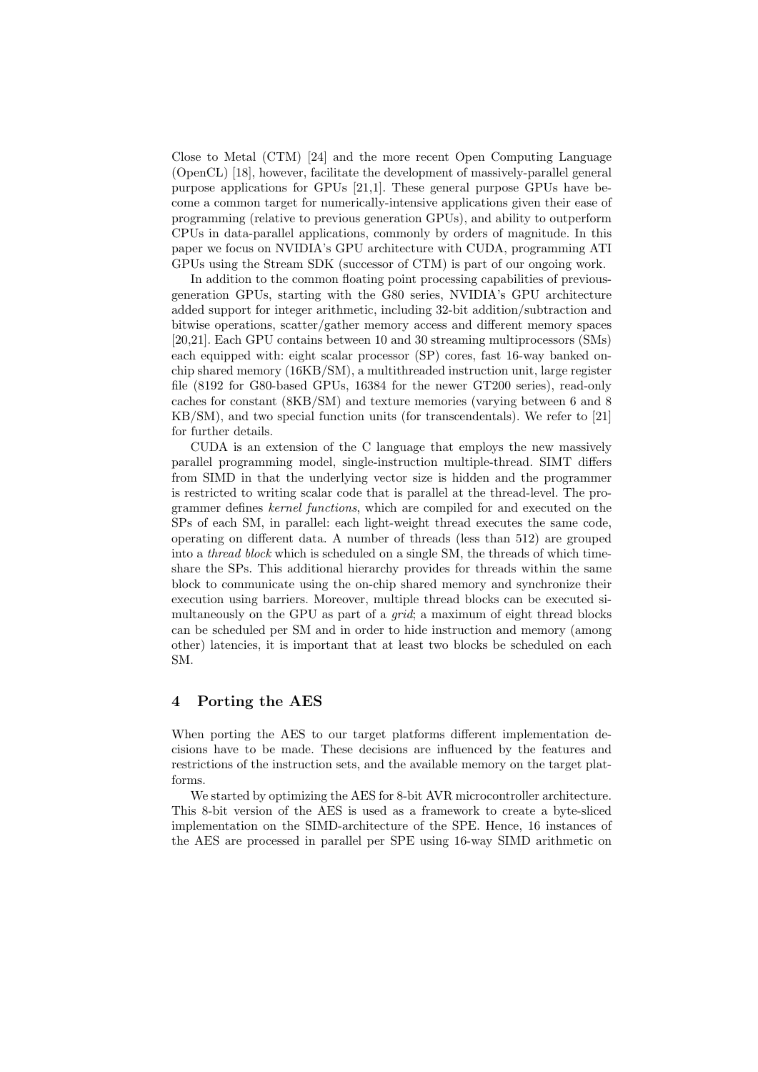Close to Metal (CTM) [24] and the more recent Open Computing Language (OpenCL) [18], however, facilitate the development of massively-parallel general purpose applications for GPUs [21,1]. These general purpose GPUs have become a common target for numerically-intensive applications given their ease of programming (relative to previous generation GPUs), and ability to outperform CPUs in data-parallel applications, commonly by orders of magnitude. In this paper we focus on NVIDIA's GPU architecture with CUDA, programming ATI GPUs using the Stream SDK (successor of CTM) is part of our ongoing work.

In addition to the common floating point processing capabilities of previous-generation GPUs, starting with the G80 series, NVIDIA's GPU architecture added support for integer arithmetic, including 32-bit addition/subtraction and bitwise operations, scatter/gather memory access and different memory spaces [20,21]. Each GPU contains between 10 and 30 streaming multiprocessors (SMs) each equipped with: eight scalar processor (SP) cores, fast 16-way banked on-chip shared memory (16KB/SM), a multithreaded instruction unit, large register file (8192 for G80-based GPUs, 16384 for the newer GT200 series), read-only caches for constant (8KB/SM) and texture memories (varying between 6 and 8 KB/SM), and two special function units (for transcendentals). We refer to [21] for further details.

CUDA is an extension of the C language that employs the new massively parallel programming model, single-instruction multiple-thread. SIMT differs from SIMD in that the underlying vector size is hidden and the programmer is restricted to writing scalar code that is parallel at the thread-level. The programmer defines *kernel functions*, which are compiled for and executed on the SPs of each SM, in parallel: each light-weight thread executes the same code, operating on different data. A number of threads (less than 512) are grouped into a *thread block* which is scheduled on a single SM, the threads of which time-share the SPs. This additional hierarchy provides for threads within the same block to communicate using the on-chip shared memory and synchronize their execution using barriers. Moreover, multiple thread blocks can be executed simultaneously on the GPU as part of a *grid*; a maximum of eight thread blocks can be scheduled per SM and in order to hide instruction and memory (among other) latencies, it is important that at least two blocks be scheduled on each SM.

## 4 Porting the AES

When porting the AES to our target platforms different implementation decisions have to be made. These decisions are influenced by the features and restrictions of the instruction sets, and the available memory on the target platforms.

We started by optimizing the AES for 8-bit AVR microcontroller architecture. This 8-bit version of the AES is used as a framework to create a byte-sliced implementation on the SIMD-architecture of the SPE. Hence, 16 instances of the AES are processed in parallel per SPE using 16-way SIMD arithmetic on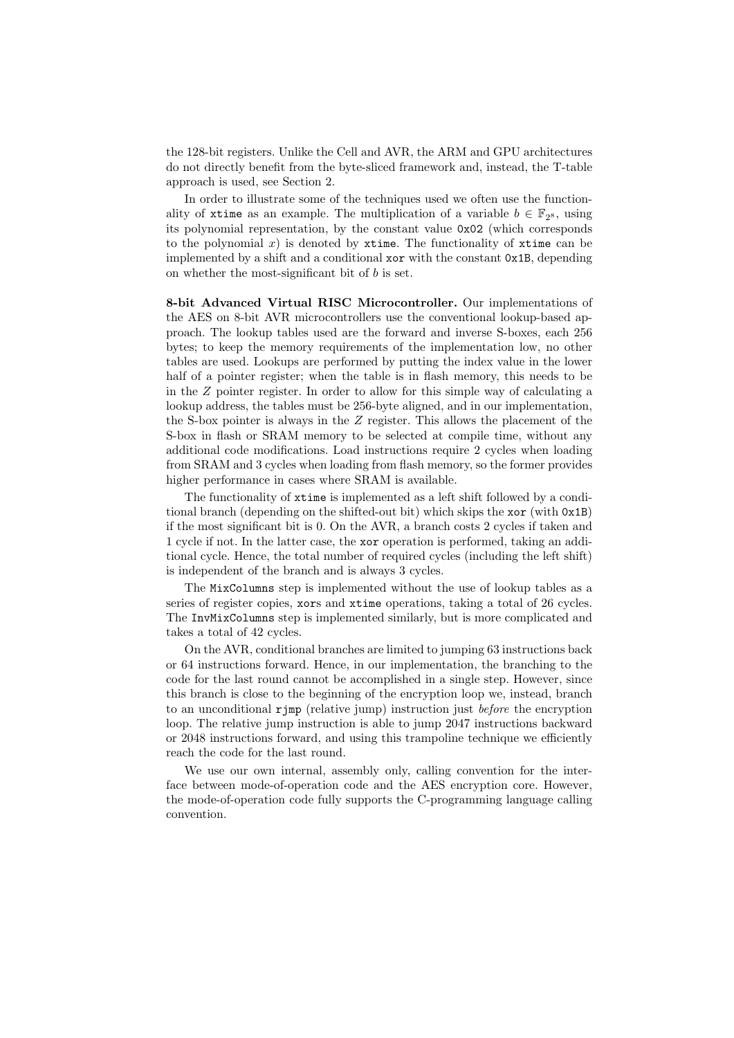the 128-bit registers. Unlike the Cell and AVR, the ARM and GPU architectures do not directly benefit from the byte-sliced framework and, instead, the T-table approach is used, see Section 2.

In order to illustrate some of the techniques used we often use the functionality of `xtime` as an example. The multiplication of a variable $b \in \mathbb{F}_{2^8}$, using its polynomial representation, by the constant value `0x02` (which corresponds to the polynomial $x$) is denoted by `xtime`. The functionality of `xtime` can be implemented by a shift and a conditional `xor` with the constant `0x1B`, depending on whether the most-significant bit of $b$ is set.

**8-bit Advanced Virtual RISC Microcontroller.** Our implementations of the AES on 8-bit AVR microcontrollers use the conventional lookup-based approach. The lookup tables used are the forward and inverse S-boxes, each 256 bytes; to keep the memory requirements of the implementation low, no other tables are used. Lookups are performed by putting the index value in the lower half of a pointer register; when the table is in flash memory, this needs to be in the $Z$ pointer register. In order to allow for this simple way of calculating a lookup address, the tables must be 256-byte aligned, and in our implementation, the S-box pointer is always in the $Z$ register. This allows the placement of the S-box in flash or SRAM memory to be selected at compile time, without any additional code modifications. Load instructions require 2 cycles when loading from SRAM and 3 cycles when loading from flash memory, so the former provides higher performance in cases where SRAM is available.

The functionality of `xtime` is implemented as a left shift followed by a conditional branch (depending on the shifted-out bit) which skips the `xor` (with `0x1B`) if the most significant bit is 0. On the AVR, a branch costs 2 cycles if taken and 1 cycle if not. In the latter case, the `xor` operation is performed, taking an additional cycle. Hence, the total number of required cycles (including the left shift) is independent of the branch and is always 3 cycles.

The `MixColumns` step is implemented without the use of lookup tables as a series of register copies, `xor`s and `xtime` operations, taking a total of 26 cycles. The `InvMixColumns` step is implemented similarly, but is more complicated and takes a total of 42 cycles.

On the AVR, conditional branches are limited to jumping 63 instructions back or 64 instructions forward. Hence, in our implementation, the branching to the code for the last round cannot be accomplished in a single step. However, since this branch is close to the beginning of the encryption loop we, instead, branch to an unconditional `rjmp` (relative jump) instruction just *before* the encryption loop. The relative jump instruction is able to jump 2047 instructions backward or 2048 instructions forward, and using this trampoline technique we efficiently reach the code for the last round.

We use our own internal, assembly only, calling convention for the interface between mode-of-operation code and the AES encryption core. However, the mode-of-operation code fully supports the C-programming language calling convention.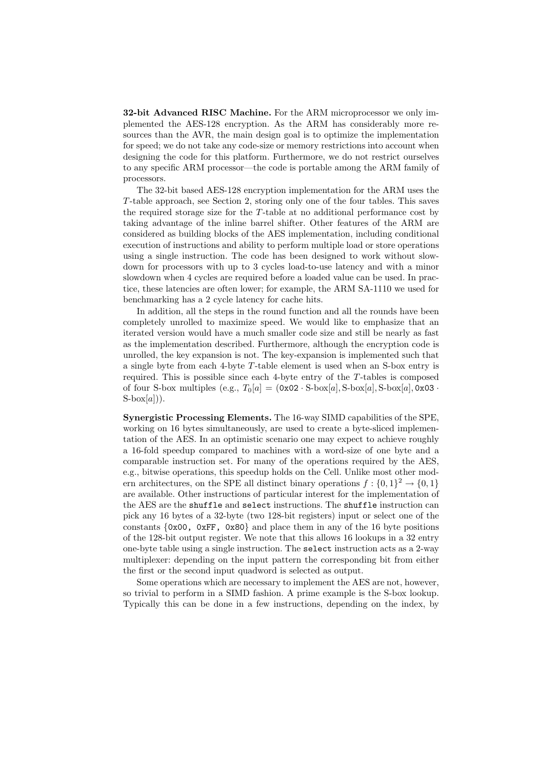**32-bit Advanced RISC Machine.** For the ARM microprocessor we only implemented the AES-128 encryption. As the ARM has considerably more resources than the AVR, the main design goal is to optimize the implementation for speed; we do not take any code-size or memory restrictions into account when designing the code for this platform. Furthermore, we do not restrict ourselves to any specific ARM processor—the code is portable among the ARM family of processors.

The 32-bit based AES-128 encryption implementation for the ARM uses the $T$-table approach, see Section 2, storing only one of the four tables. This saves the required storage size for the $T$-table at no additional performance cost by taking advantage of the inline barrel shifter. Other features of the ARM are considered as building blocks of the AES implementation, including conditional execution of instructions and ability to perform multiple load or store operations using a single instruction. The code has been designed to work without slowdown for processors with up to 3 cycles load-to-use latency and with a minor slowdown when 4 cycles are required before a loaded value can be used. In practice, these latencies are often lower; for example, the ARM SA-1110 we used for benchmarking has a 2 cycle latency for cache hits.

In addition, all the steps in the round function and all the rounds have been completely unrolled to maximize speed. We would like to emphasize that an iterated version would have a much smaller code size and still be nearly as fast as the implementation described. Furthermore, although the encryption code is unrolled, the key expansion is not. The key-expansion is implemented such that a single byte from each 4-byte $T$-table element is used when an S-box entry is required. This is possible since each 4-byte entry of the $T$-tables is composed of four S-box multiples (e.g., $T_0[a] = (\texttt{0x02} \cdot \text{S-box}[a], \text{S-box}[a], \text{S-box}[a], \texttt{0x03} \cdot \text{S-box}[a])$).

**Synergistic Processing Elements.** The 16-way SIMD capabilities of the SPE, working on 16 bytes simultaneously, are used to create a byte-sliced implementation of the AES. In an optimistic scenario one may expect to achieve roughly a 16-fold speedup compared to machines with a word-size of one byte and a comparable instruction set. For many of the operations required by the AES, e.g., bitwise operations, this speedup holds on the Cell. Unlike most other modern architectures, on the SPE all distinct binary operations $f : \{0,1\}^2 \rightarrow \{0,1\}$ are available. Other instructions of particular interest for the implementation of the AES are the `shuffle` and `select` instructions. The `shuffle` instruction can pick any 16 bytes of a 32-byte (two 128-bit registers) input or select one of the constants {`0x00, 0xFF, 0x80`} and place them in any of the 16 byte positions of the 128-bit output register. We note that this allows 16 lookups in a 32 entry one-byte table using a single instruction. The `select` instruction acts as a 2-way multiplexer: depending on the input pattern the corresponding bit from either the first or the second input quadword is selected as output.

Some operations which are necessary to implement the AES are not, however, so trivial to perform in a SIMD fashion. A prime example is the S-box lookup. Typically this can be done in a few instructions, depending on the index, by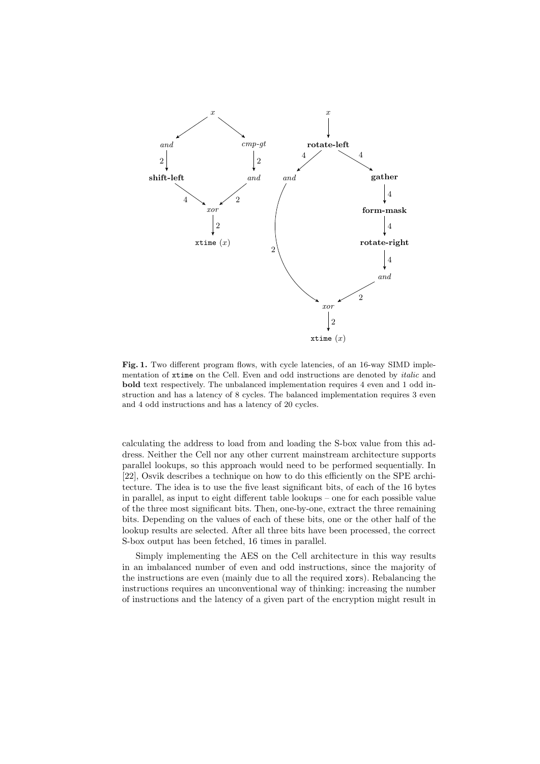**Fig. 1.** Two different program flows, with cycle latencies, of an 16-way SIMD implementation of `xtime` on the Cell. Even and odd instructions are denoted by *italic* and **bold** text respectively. The unbalanced implementation requires 4 even and 1 odd instruction and has a latency of 8 cycles. The balanced implementation requires 3 even and 4 odd instructions and has a latency of 20 cycles.

calculating the address to load from and loading the S-box value from this address. Neither the Cell nor any other current mainstream architecture supports parallel lookups, so this approach would need to be performed sequentially. In [22], Osvik describes a technique on how to do this efficiently on the SPE architecture. The idea is to use the five least significant bits, of each of the 16 bytes in parallel, as input to eight different table lookups – one for each possible value of the three most significant bits. Then, one-by-one, extract the three remaining bits. Depending on the values of each of these bits, one or the other half of the lookup results are selected. After all three bits have been processed, the correct S-box output has been fetched, 16 times in parallel.

Simply implementing the AES on the Cell architecture in this way results in an imbalanced number of even and odd instructions, since the majority of the instructions are even (mainly due to all the required `xor`s). Rebalancing the instructions requires an unconventional way of thinking: increasing the number of instructions and the latency of a given part of the encryption might result in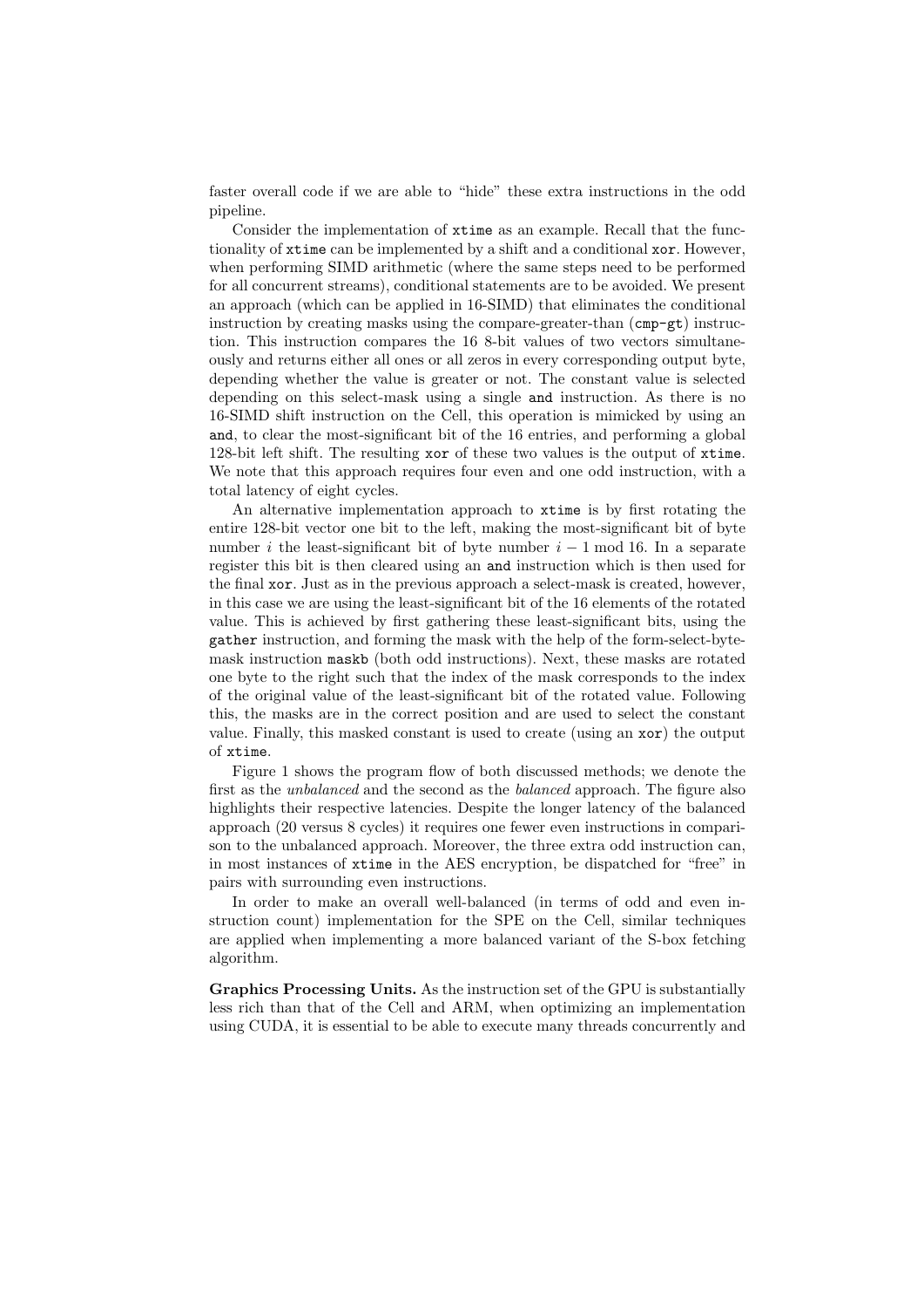faster overall code if we are able to "hide" these extra instructions in the odd pipeline.

Consider the implementation of `xtime` as an example. Recall that the functionality of `xtime` can be implemented by a shift and a conditional `xor`. However, when performing SIMD arithmetic (where the same steps need to be performed for all concurrent streams), conditional statements are to be avoided. We present an approach (which can be applied in 16-SIMD) that eliminates the conditional instruction by creating masks using the compare-greater-than (`cmp-gt`) instruction. This instruction compares the 16 8-bit values of two vectors simultaneously and returns either all ones or all zeros in every corresponding output byte, depending whether the value is greater or not. The constant value is selected depending on this select-mask using a single `and` instruction. As there is no 16-SIMD shift instruction on the Cell, this operation is mimicked by using an `and`, to clear the most-significant bit of the 16 entries, and performing a global 128-bit left shift. The resulting `xor` of these two values is the output of `xtime`. We note that this approach requires four even and one odd instruction, with a total latency of eight cycles.

An alternative implementation approach to `xtime` is by first rotating the entire 128-bit vector one bit to the left, making the most-significant bit of byte number $i$ the least-significant bit of byte number $i - 1 \bmod 16$. In a separate register this bit is then cleared using an `and` instruction which is then used for the final `xor`. Just as in the previous approach a select-mask is created, however, in this case we are using the least-significant bit of the 16 elements of the rotated value. This is achieved by first gathering these least-significant bits, using the `gather` instruction, and forming the mask with the help of the form-select-byte-mask instruction `maskb` (both odd instructions). Next, these masks are rotated one byte to the right such that the index of the mask corresponds to the index of the original value of the least-significant bit of the rotated value. Following this, the masks are in the correct position and are used to select the constant value. Finally, this masked constant is used to create (using an `xor`) the output of `xtime`.

Figure 1 shows the program flow of both discussed methods; we denote the first as the *unbalanced* and the second as the *balanced* approach. The figure also highlights their respective latencies. Despite the longer latency of the balanced approach (20 versus 8 cycles) it requires one fewer even instructions in comparison to the unbalanced approach. Moreover, the three extra odd instruction can, in most instances of `xtime` in the AES encryption, be dispatched for "free" in pairs with surrounding even instructions.

In order to make an overall well-balanced (in terms of odd and even instruction count) implementation for the SPE on the Cell, similar techniques are applied when implementing a more balanced variant of the S-box fetching algorithm.

**Graphics Processing Units.** As the instruction set of the GPU is substantially less rich than that of the Cell and ARM, when optimizing an implementation using CUDA, it is essential to be able to execute many threads concurrently and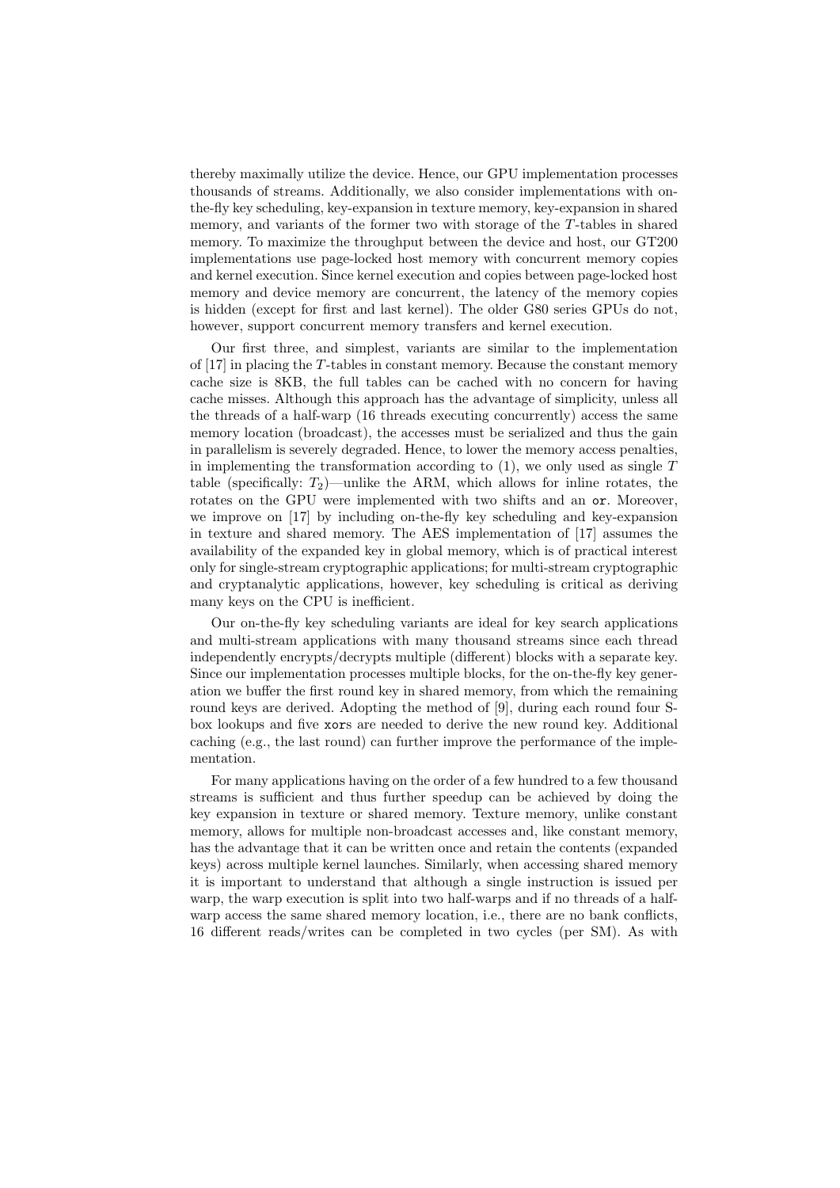thereby maximally utilize the device. Hence, our GPU implementation processes thousands of streams. Additionally, we also consider implementations with on-the-fly key scheduling, key-expansion in texture memory, key-expansion in shared memory, and variants of the former two with storage of the $T$-tables in shared memory. To maximize the throughput between the device and host, our GT200 implementations use page-locked host memory with concurrent memory copies and kernel execution. Since kernel execution and copies between page-locked host memory and device memory are concurrent, the latency of the memory copies is hidden (except for first and last kernel). The older G80 series GPUs do not, however, support concurrent memory transfers and kernel execution.

Our first three, and simplest, variants are similar to the implementation of [17] in placing the $T$-tables in constant memory. Because the constant memory cache size is 8KB, the full tables can be cached with no concern for having cache misses. Although this approach has the advantage of simplicity, unless all the threads of a half-warp (16 threads executing concurrently) access the same memory location (broadcast), the accesses must be serialized and thus the gain in parallelism is severely degraded. Hence, to lower the memory access penalties, in implementing the transformation according to (1), we only used as single $T$ table (specifically: $T_2$)—unlike the ARM, which allows for inline rotates, the rotates on the GPU were implemented with two shifts and an `or`. Moreover, we improve on [17] by including on-the-fly key scheduling and key-expansion in texture and shared memory. The AES implementation of [17] assumes the availability of the expanded key in global memory, which is of practical interest only for single-stream cryptographic applications; for multi-stream cryptographic and cryptanalytic applications, however, key scheduling is critical as deriving many keys on the CPU is inefficient.

Our on-the-fly key scheduling variants are ideal for key search applications and multi-stream applications with many thousand streams since each thread independently encrypts/decrypts multiple (different) blocks with a separate key. Since our implementation processes multiple blocks, for the on-the-fly key generation we buffer the first round key in shared memory, from which the remaining round keys are derived. Adopting the method of [9], during each round four S-box lookups and five `xor`s are needed to derive the new round key. Additional caching (e.g., the last round) can further improve the performance of the implementation.

For many applications having on the order of a few hundred to a few thousand streams is sufficient and thus further speedup can be achieved by doing the key expansion in texture or shared memory. Texture memory, unlike constant memory, allows for multiple non-broadcast accesses and, like constant memory, has the advantage that it can be written once and retain the contents (expanded keys) across multiple kernel launches. Similarly, when accessing shared memory it is important to understand that although a single instruction is issued per warp, the warp execution is split into two half-warps and if no threads of a half-warp access the same shared memory location, i.e., there are no bank conflicts, 16 different reads/writes can be completed in two cycles (per SM). As with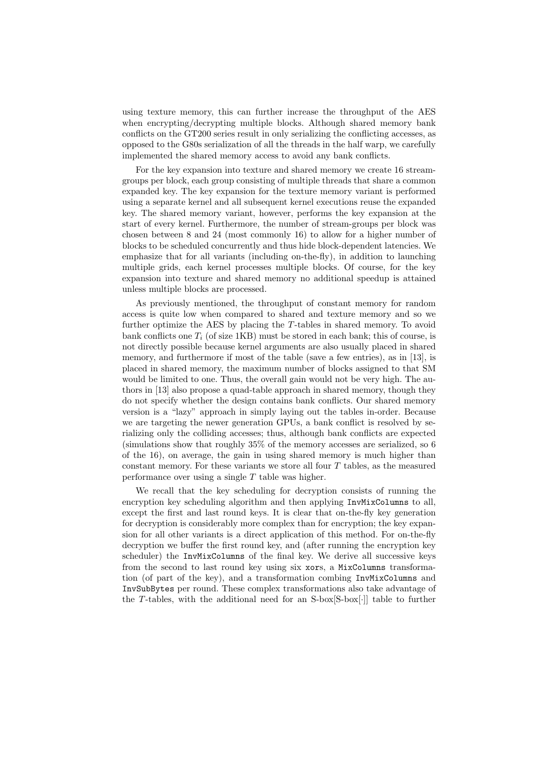using texture memory, this can further increase the throughput of the AES when encrypting/decrypting multiple blocks. Although shared memory bank conflicts on the GT200 series result in only serializing the conflicting accesses, as opposed to the G80s serialization of all the threads in the half warp, we carefully implemented the shared memory access to avoid any bank conflicts.

For the key expansion into texture and shared memory we create 16 stream-groups per block, each group consisting of multiple threads that share a common expanded key. The key expansion for the texture memory variant is performed using a separate kernel and all subsequent kernel executions reuse the expanded key. The shared memory variant, however, performs the key expansion at the start of every kernel. Furthermore, the number of stream-groups per block was chosen between 8 and 24 (most commonly 16) to allow for a higher number of blocks to be scheduled concurrently and thus hide block-dependent latencies. We emphasize that for all variants (including on-the-fly), in addition to launching multiple grids, each kernel processes multiple blocks. Of course, for the key expansion into texture and shared memory no additional speedup is attained unless multiple blocks are processed.

As previously mentioned, the throughput of constant memory for random access is quite low when compared to shared and texture memory and so we further optimize the AES by placing the $T$-tables in shared memory. To avoid bank conflicts one $T_i$ (of size 1KB) must be stored in each bank; this of course, is not directly possible because kernel arguments are also usually placed in shared memory, and furthermore if most of the table (save a few entries), as in [13], is placed in shared memory, the maximum number of blocks assigned to that SM would be limited to one. Thus, the overall gain would not be very high. The authors in [13] also propose a quad-table approach in shared memory, though they do not specify whether the design contains bank conflicts. Our shared memory version is a "lazy" approach in simply laying out the tables in-order. Because we are targeting the newer generation GPUs, a bank conflict is resolved by serializing only the colliding accesses; thus, although bank conflicts are expected (simulations show that roughly 35% of the memory accesses are serialized, so 6 of the 16), on average, the gain in using shared memory is much higher than constant memory. For these variants we store all four $T$ tables, as the measured performance over using a single $T$ table was higher.

We recall that the key scheduling for decryption consists of running the encryption key scheduling algorithm and then applying `InvMixColumns` to all, except the first and last round keys. It is clear that on-the-fly key generation for decryption is considerably more complex than for encryption; the key expansion for all other variants is a direct application of this method. For on-the-fly decryption we buffer the first round key, and (after running the encryption key scheduler) the `InvMixColumns` of the final key. We derive all successive keys from the second to last round key using six `xor`s, a `MixColumns` transformation (of part of the key), and a transformation combing `InvMixColumns` and `InvSubBytes` per round. These complex transformations also take advantage of the $T$-tables, with the additional need for an S-box[S-box[$\cdot$]] table to further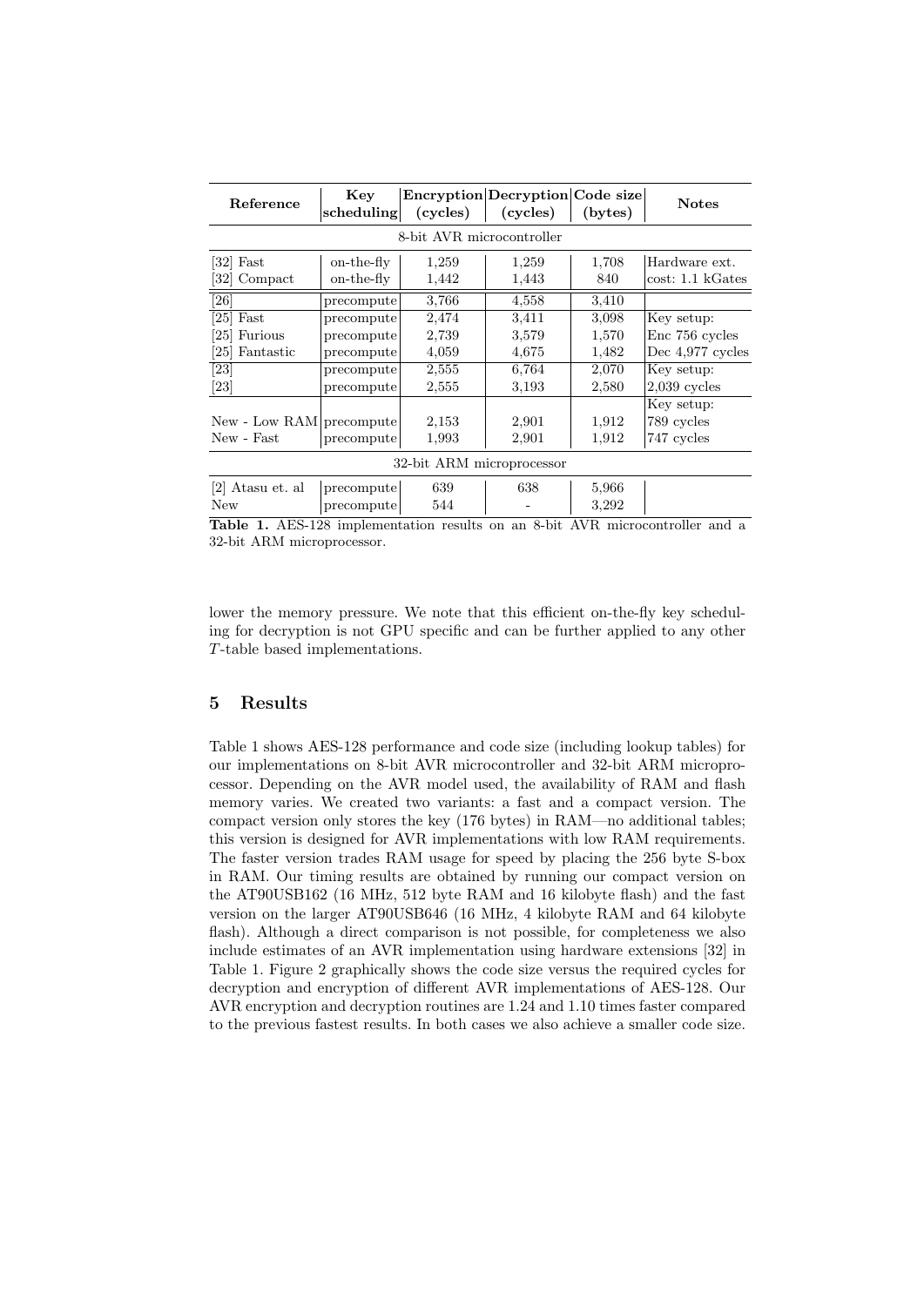| Reference | Key scheduling | Encryption (cycles) | Decryption (cycles) | Code size (bytes) | Notes |
|---|---|---|---|---|---|
| 8-bit AVR microcontroller | | | | | |
| [32] Fast | on-the-fly | 1,259 | 1,259 | 1,708 | Hardware ext. |
| [32] Compact | on-the-fly | 1,442 | 1,443 | 840 | cost: 1.1 kGates |
| [26] | precompute | 3,766 | 4,558 | 3,410 | |
| [25] Fast | precompute | 2,474 | 3,411 | 3,098 | Key setup: |
| [25] Furious | precompute | 2,739 | 3,579 | 1,570 | Enc 756 cycles |
| [25] Fantastic | precompute | 4,059 | 4,675 | 1,482 | Dec 4,977 cycles |
| [23] | precompute | 2,555 | 6,764 | 2,070 | Key setup: |
| [23] | precompute | 2,555 | 3,193 | 2,580 | 2,039 cycles |
| | | | | | Key setup: |
| New - Low RAM | precompute | 2,153 | 2,901 | 1,912 | 789 cycles |
| New - Fast | precompute | 1,993 | 2,901 | 1,912 | 747 cycles |
| 32-bit ARM microprocessor | | | | | |
| [2] Atasu et. al | precompute | 639 | 638 | 5,966 | |
| New | precompute | 544 | - | 3,292 | |

**Table 1.** AES-128 implementation results on an 8-bit AVR microcontroller and a 32-bit ARM microprocessor.

lower the memory pressure. We note that this efficient on-the-fly key scheduling for decryption is not GPU specific and can be further applied to any other $T$-table based implementations.

## 5 Results

Table 1 shows AES-128 performance and code size (including lookup tables) for our implementations on 8-bit AVR microcontroller and 32-bit ARM microprocessor. Depending on the AVR model used, the availability of RAM and flash memory varies. We created two variants: a fast and a compact version. The compact version only stores the key (176 bytes) in RAM—no additional tables; this version is designed for AVR implementations with low RAM requirements. The faster version trades RAM usage for speed by placing the 256 byte S-box in RAM. Our timing results are obtained by running our compact version on the AT90USB162 (16 MHz, 512 byte RAM and 16 kilobyte flash) and the fast version on the larger AT90USB646 (16 MHz, 4 kilobyte RAM and 64 kilobyte flash). Although a direct comparison is not possible, for completeness we also include estimates of an AVR implementation using hardware extensions [32] in Table 1. Figure 2 graphically shows the code size versus the required cycles for decryption and encryption of different AVR implementations of AES-128. Our AVR encryption and decryption routines are 1.24 and 1.10 times faster compared to the previous fastest results. In both cases we also achieve a smaller code size.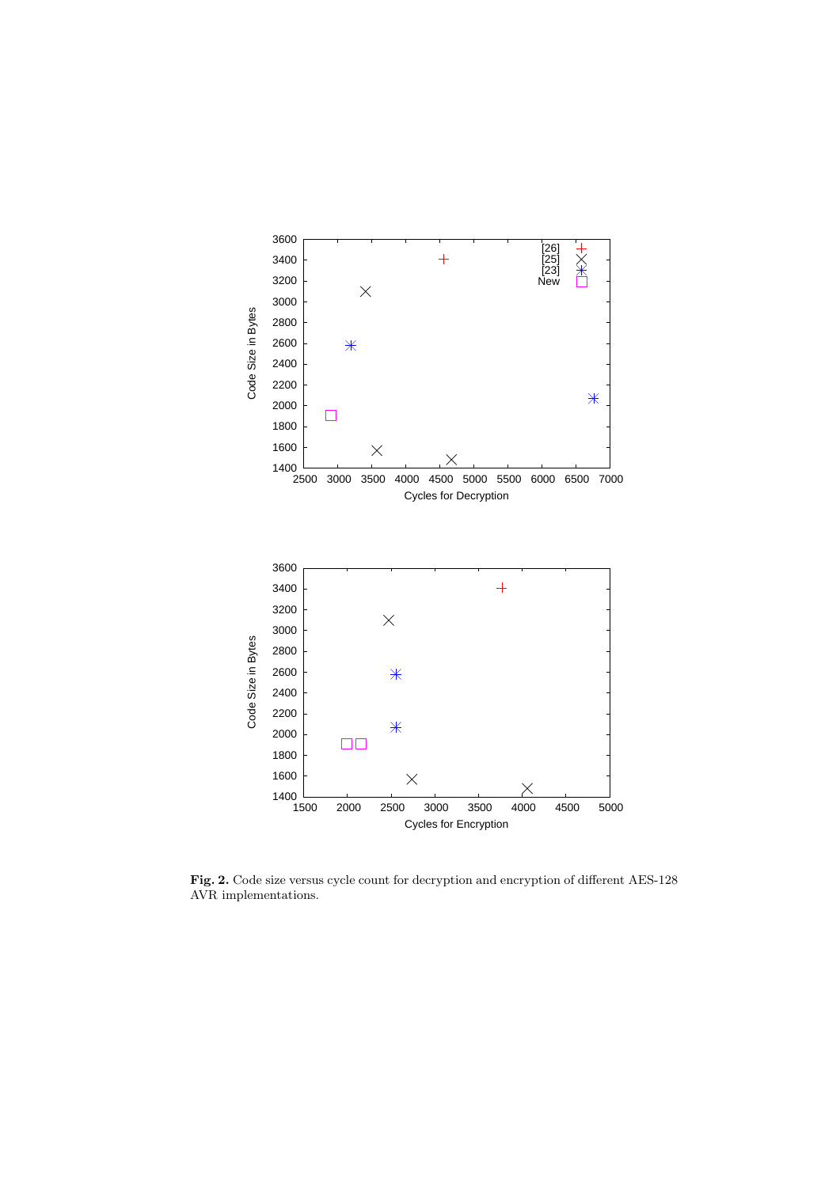**Fig. 2.** Code size versus cycle count for decryption and encryption of different AES-128 AVR implementations.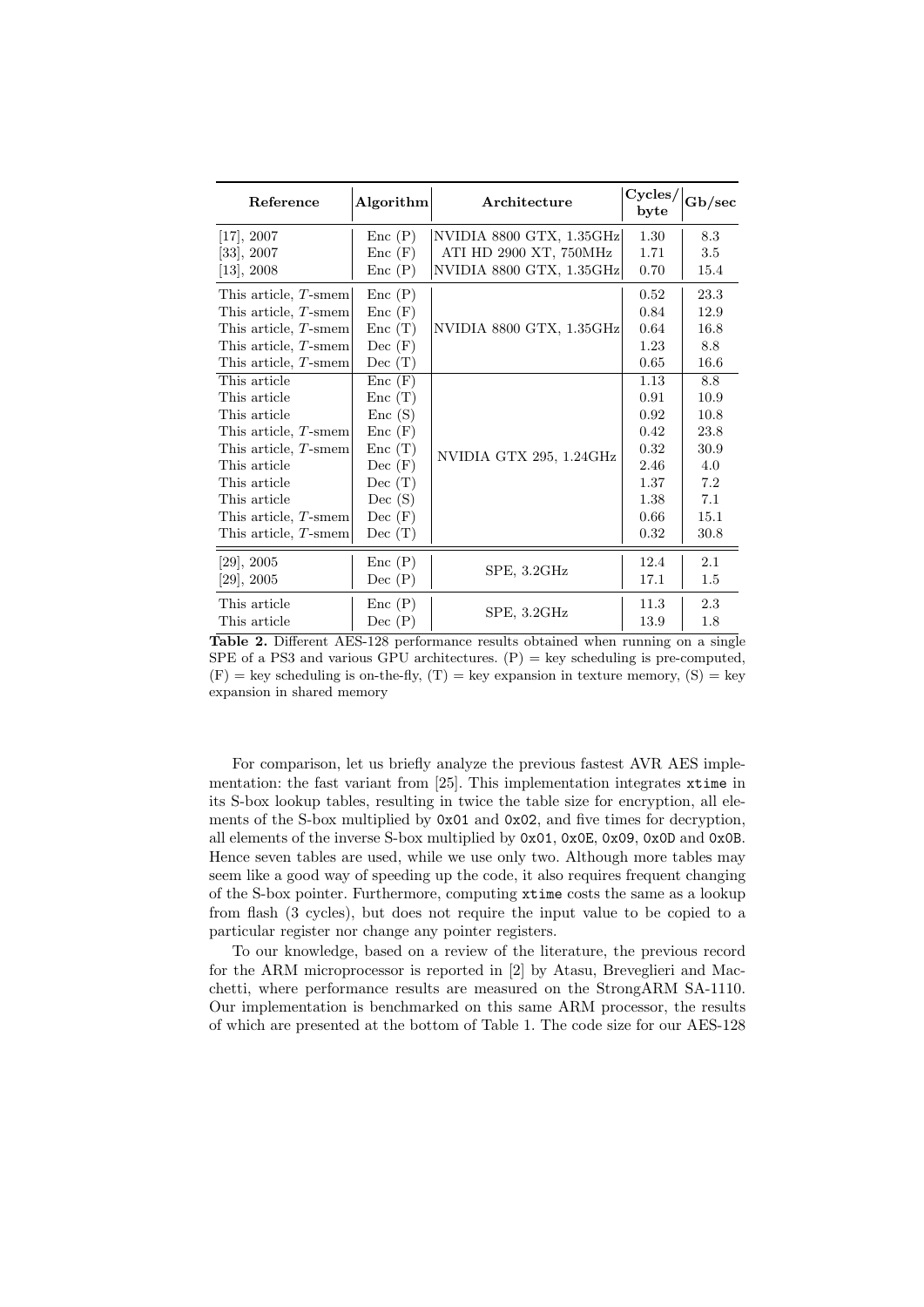| Reference | Algorithm | Architecture | Cycles/ byte | Gb/sec |
|---|---|---|---|---|
| [17], 2007 | Enc (P) | NVIDIA 8800 GTX, 1.35GHz | 1.30 | 8.3 |
| [33], 2007 | Enc (F) | ATI HD 2900 XT, 750MHz | 1.71 | 3.5 |
| [13], 2008 | Enc (P) | NVIDIA 8800 GTX, 1.35GHz | 0.70 | 15.4 |
| This article, $T$-smem | Enc (P) | NVIDIA 8800 GTX, 1.35GHz | 0.52 | 23.3 |
| This article, $T$-smem | Enc (F) | | 0.84 | 12.9 |
| This article, $T$-smem | Enc (T) | | 0.64 | 16.8 |
| This article, $T$-smem | Dec (F) | | 1.23 | 8.8 |
| This article, $T$-smem | Dec (T) | | 0.65 | 16.6 |
| This article | Enc (F) | NVIDIA GTX 295, 1.24GHz | 1.13 | 8.8 |
| This article | Enc (T) | | 0.91 | 10.9 |
| This article | Enc (S) | | 0.92 | 10.8 |
| This article, $T$-smem | Enc (F) | | 0.42 | 23.8 |
| This article, $T$-smem | Enc (T) | | 0.32 | 30.9 |
| This article | Dec (F) | | 2.46 | 4.0 |
| This article | Dec (T) | | 1.37 | 7.2 |
| This article | Dec (S) | | 1.38 | 7.1 |
| This article, $T$-smem | Dec (F) | | 0.66 | 15.1 |
| This article, $T$-smem | Dec (T) | | 0.32 | 30.8 |
| [29], 2005 | Enc (P) | SPE, 3.2GHz | 12.4 | 2.1 |
| [29], 2005 | Dec (P) | | 17.1 | 1.5 |
| This article | Enc (P) | SPE, 3.2GHz | 11.3 | 2.3 |
| This article | Dec (P) | | 13.9 | 1.8 |

**Table 2.** Different AES-128 performance results obtained when running on a single SPE of a PS3 and various GPU architectures. (P) = key scheduling is pre-computed, (F) = key scheduling is on-the-fly, (T) = key expansion in texture memory, (S) = key expansion in shared memory

For comparison, let us briefly analyze the previous fastest AVR AES implementation: the fast variant from [25]. This implementation integrates `xtime` in its S-box lookup tables, resulting in twice the table size for encryption, all elements of the S-box multiplied by `0x01` and `0x02`, and five times for decryption, all elements of the inverse S-box multiplied by `0x01`, `0x0E`, `0x09`, `0x0D` and `0x0B`. Hence seven tables are used, while we use only two. Although more tables may seem like a good way of speeding up the code, it also requires frequent changing of the S-box pointer. Furthermore, computing `xtime` costs the same as a lookup from flash (3 cycles), but does not require the input value to be copied to a particular register nor change any pointer registers.

To our knowledge, based on a review of the literature, the previous record for the ARM microprocessor is reported in [2] by Atasu, Breveglieri and Macchetti, where performance results are measured on the StrongARM SA-1110. Our implementation is benchmarked on this same ARM processor, the results of which are presented at the bottom of Table 1. The code size for our AES-128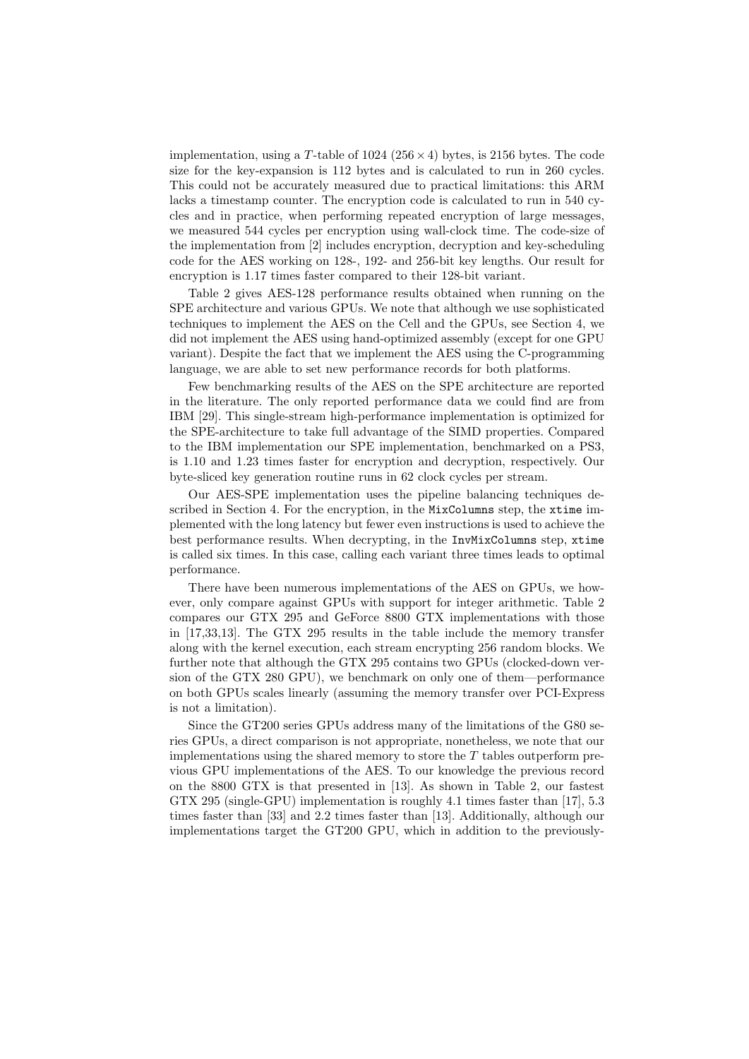implementation, using a $T$-table of 1024 ($256 \times 4$) bytes, is 2156 bytes. The code size for the key-expansion is 112 bytes and is calculated to run in 260 cycles. This could not be accurately measured due to practical limitations: this ARM lacks a timestamp counter. The encryption code is calculated to run in 540 cycles and in practice, when performing repeated encryption of large messages, we measured 544 cycles per encryption using wall-clock time. The code-size of the implementation from [2] includes encryption, decryption and key-scheduling code for the AES working on 128-, 192- and 256-bit key lengths. Our result for encryption is 1.17 times faster compared to their 128-bit variant.

Table 2 gives AES-128 performance results obtained when running on the SPE architecture and various GPUs. We note that although we use sophisticated techniques to implement the AES on the Cell and the GPUs, see Section 4, we did not implement the AES using hand-optimized assembly (except for one GPU variant). Despite the fact that we implement the AES using the C-programming language, we are able to set new performance records for both platforms.

Few benchmarking results of the AES on the SPE architecture are reported in the literature. The only reported performance data we could find are from IBM [29]. This single-stream high-performance implementation is optimized for the SPE-architecture to take full advantage of the SIMD properties. Compared to the IBM implementation our SPE implementation, benchmarked on a PS3, is 1.10 and 1.23 times faster for encryption and decryption, respectively. Our byte-sliced key generation routine runs in 62 clock cycles per stream.

Our AES-SPE implementation uses the pipeline balancing techniques described in Section 4. For the encryption, in the `MixColumns` step, the `xtime` implemented with the long latency but fewer even instructions is used to achieve the best performance results. When decrypting, in the `InvMixColumns` step, `xtime` is called six times. In this case, calling each variant three times leads to optimal performance.

There have been numerous implementations of the AES on GPUs, we however, only compare against GPUs with support for integer arithmetic. Table 2 compares our GTX 295 and GeForce 8800 GTX implementations with those in [17,33,13]. The GTX 295 results in the table include the memory transfer along with the kernel execution, each stream encrypting 256 random blocks. We further note that although the GTX 295 contains two GPUs (clocked-down version of the GTX 280 GPU), we benchmark on only one of them—performance on both GPUs scales linearly (assuming the memory transfer over PCI-Express is not a limitation).

Since the GT200 series GPUs address many of the limitations of the G80 series GPUs, a direct comparison is not appropriate, nonetheless, we note that our implementations using the shared memory to store the $T$ tables outperform previous GPU implementations of the AES. To our knowledge the previous record on the 8800 GTX is that presented in [13]. As shown in Table 2, our fastest GTX 295 (single-GPU) implementation is roughly 4.1 times faster than [17], 5.3 times faster than [33] and 2.2 times faster than [13]. Additionally, although our implementations target the GT200 GPU, which in addition to the previously-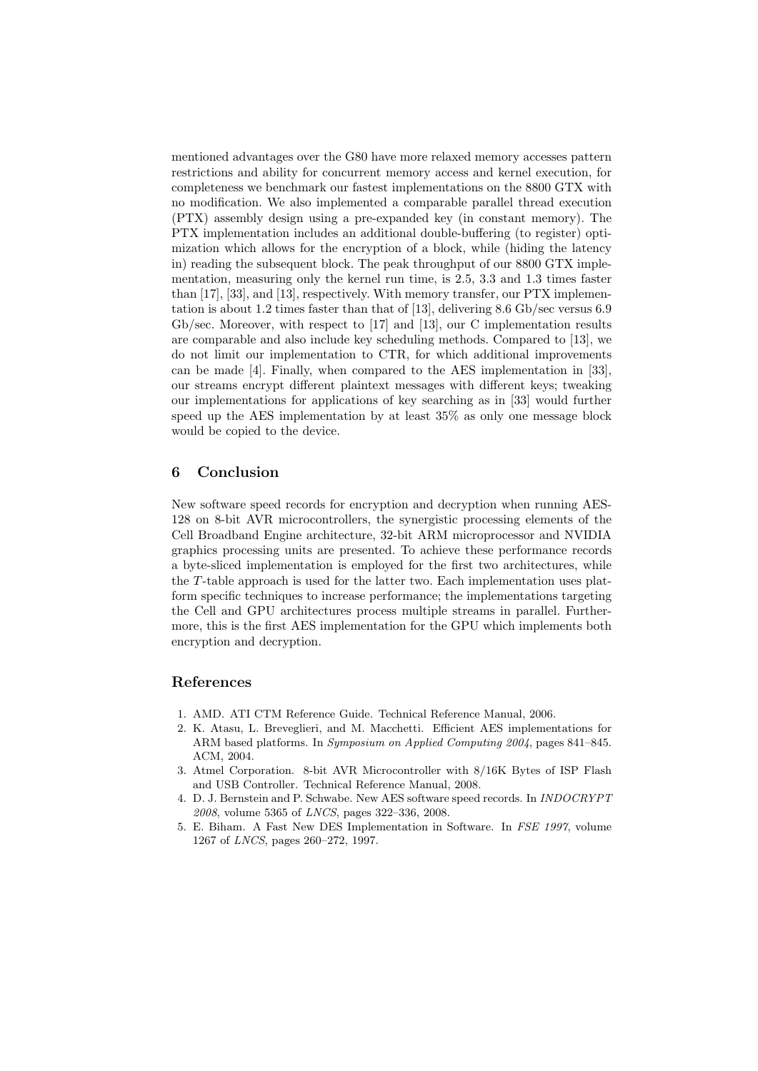mentioned advantages over the G80 have more relaxed memory accesses pattern restrictions and ability for concurrent memory access and kernel execution, for completeness we benchmark our fastest implementations on the 8800 GTX with no modification. We also implemented a comparable parallel thread execution (PTX) assembly design using a pre-expanded key (in constant memory). The PTX implementation includes an additional double-buffering (to register) optimization which allows for the encryption of a block, while (hiding the latency in) reading the subsequent block. The peak throughput of our 8800 GTX implementation, measuring only the kernel run time, is 2.5, 3.3 and 1.3 times faster than [17], [33], and [13], respectively. With memory transfer, our PTX implementation is about 1.2 times faster than that of [13], delivering 8.6 Gb/sec versus 6.9 Gb/sec. Moreover, with respect to [17] and [13], our C implementation results are comparable and also include key scheduling methods. Compared to [13], we do not limit our implementation to CTR, for which additional improvements can be made [4]. Finally, when compared to the AES implementation in [33], our streams encrypt different plaintext messages with different keys; tweaking our implementations for applications of key searching as in [33] would further speed up the AES implementation by at least 35% as only one message block would be copied to the device.

## 6 Conclusion

New software speed records for encryption and decryption when running AES-128 on 8-bit AVR microcontrollers, the synergistic processing elements of the Cell Broadband Engine architecture, 32-bit ARM microprocessor and NVIDIA graphics processing units are presented. To achieve these performance records a byte-sliced implementation is employed for the first two architectures, while the $T$-table approach is used for the latter two. Each implementation uses platform specific techniques to increase performance; the implementations targeting the Cell and GPU architectures process multiple streams in parallel. Furthermore, this is the first AES implementation for the GPU which implements both encryption and decryption.

## References

1. AMD. ATI CTM Reference Guide. Technical Reference Manual, 2006.
2. K. Atasu, L. Breveglieri, and M. Macchetti. Efficient AES implementations for ARM based platforms. In *Symposium on Applied Computing 2004*, pages 841–845. ACM, 2004.
3. Atmel Corporation. 8-bit AVR Microcontroller with 8/16K Bytes of ISP Flash and USB Controller. Technical Reference Manual, 2008.
4. D. J. Bernstein and P. Schwabe. New AES software speed records. In *INDOCRYPT 2008*, volume 5365 of *LNCS*, pages 322–336, 2008.
5. E. Biham. A Fast New DES Implementation in Software. In *FSE 1997*, volume 1267 of *LNCS*, pages 260–272, 1997.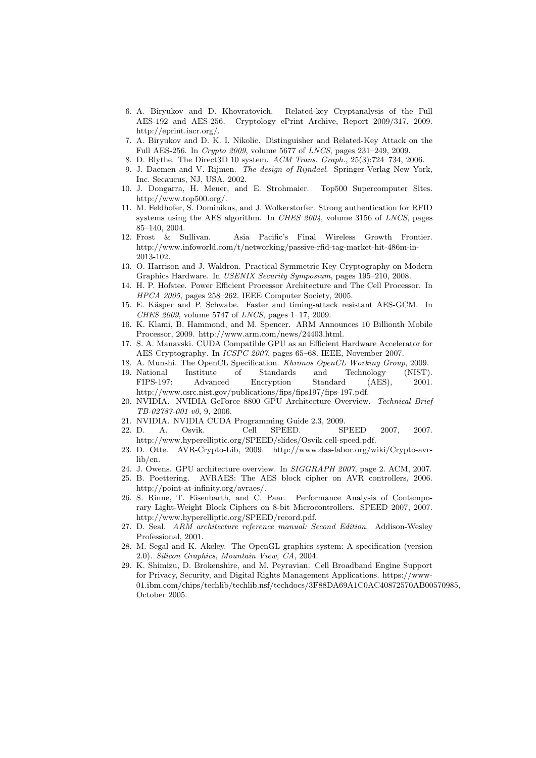6. A. Biryukov and D. Khovratovich. Related-key Cryptanalysis of the Full AES-192 and AES-256. Cryptology ePrint Archive, Report 2009/317, 2009. http://eprint.iacr.org/.
7. A. Biryukov and D. K. I. Nikolic. Distinguisher and Related-Key Attack on the Full AES-256. In *Crypto 2009*, volume 5677 of *LNCS*, pages 231–249, 2009.
8. D. Blythe. The Direct3D 10 system. *ACM Trans. Graph.*, 25(3):724–734, 2006.
9. J. Daemen and V. Rijmen. *The design of Rijndael*. Springer-Verlag New York, Inc. Secaucus, NJ, USA, 2002.
10. J. Dongarra, H. Meuer, and E. Strohmaier. Top500 Supercomputer Sites. http://www.top500.org/.
11. M. Feldhofer, S. Dominikus, and J. Wolkerstorfer. Strong authentication for RFID systems using the AES algorithm. In *CHES 2004*, volume 3156 of *LNCS*, pages 85–140, 2004.
12. Frost & Sullivan. Asia Pacific's Final Wireless Growth Frontier. http://www.infoworld.com/t/networking/passive-rfid-tag-market-hit-486m-in-2013-102.
13. O. Harrison and J. Waldron. Practical Symmetric Key Cryptography on Modern Graphics Hardware. In *USENIX Security Symposium*, pages 195–210, 2008.
14. H. P. Hofstee. Power Efficient Processor Architecture and The Cell Processor. In *HPCA 2005*, pages 258–262. IEEE Computer Society, 2005.
15. E. Käsper and P. Schwabe. Faster and timing-attack resistant AES-GCM. In *CHES 2009*, volume 5747 of *LNCS*, pages 1–17, 2009.
16. K. Klami, B. Hammond, and M. Spencer. ARM Announces 10 Billionth Mobile Processor, 2009. http://www.arm.com/news/24403.html.
17. S. A. Manavski. CUDA Compatible GPU as an Efficient Hardware Accelerator for AES Cryptography. In *ICSPC 2007*, pages 65–68. IEEE, November 2007.
18. A. Munshi. The OpenCL Specification. *Khronos OpenCL Working Group*, 2009.
19. National Institute of Standards and Technology (NIST). FIPS-197: Advanced Encryption Standard (AES), 2001. http://www.csrc.nist.gov/publications/fips/fips197/fips-197.pdf.
20. NVIDIA. NVIDIA GeForce 8800 GPU Architecture Overview. *Technical Brief TB-02787-001 v0*, 9, 2006.
21. NVIDIA. NVIDIA CUDA Programming Guide 2.3, 2009.
22. D. A. Osvik. Cell SPEED. SPEED 2007, 2007. http://www.hyperelliptic.org/SPEED/slides/Osvik_cell-speed.pdf.
23. D. Otte. AVR-Crypto-Lib, 2009. http://www.das-labor.org/wiki/Crypto-avr-lib/en.
24. J. Owens. GPU architecture overview. In *SIGGRAPH 2007*, page 2. ACM, 2007.
25. B. Poettering. AVRAES: The AES block cipher on AVR controllers, 2006. http://point-at-infinity.org/avraes/.
26. S. Rinne, T. Eisenbarth, and C. Paar. Performance Analysis of Contemporary Light-Weight Block Ciphers on 8-bit Microcontrollers. SPEED 2007, 2007. http://www.hyperelliptic.org/SPEED/record.pdf.
27. D. Seal. *ARM architecture reference manual: Second Edition*. Addison-Wesley Professional, 2001.
28. M. Segal and K. Akeley. The OpenGL graphics system: A specification (version 2.0). *Silicon Graphics, Mountain View, CA*, 2004.
29. K. Shimizu, D. Brokenshire, and M. Peyravian. Cell Broadband Engine Support for Privacy, Security, and Digital Rights Management Applications. https://www-01.ibm.com/chips/techlib/techlib.nsf/techdocs/3F88DA69A1C0AC40872570AB00570985, October 2005.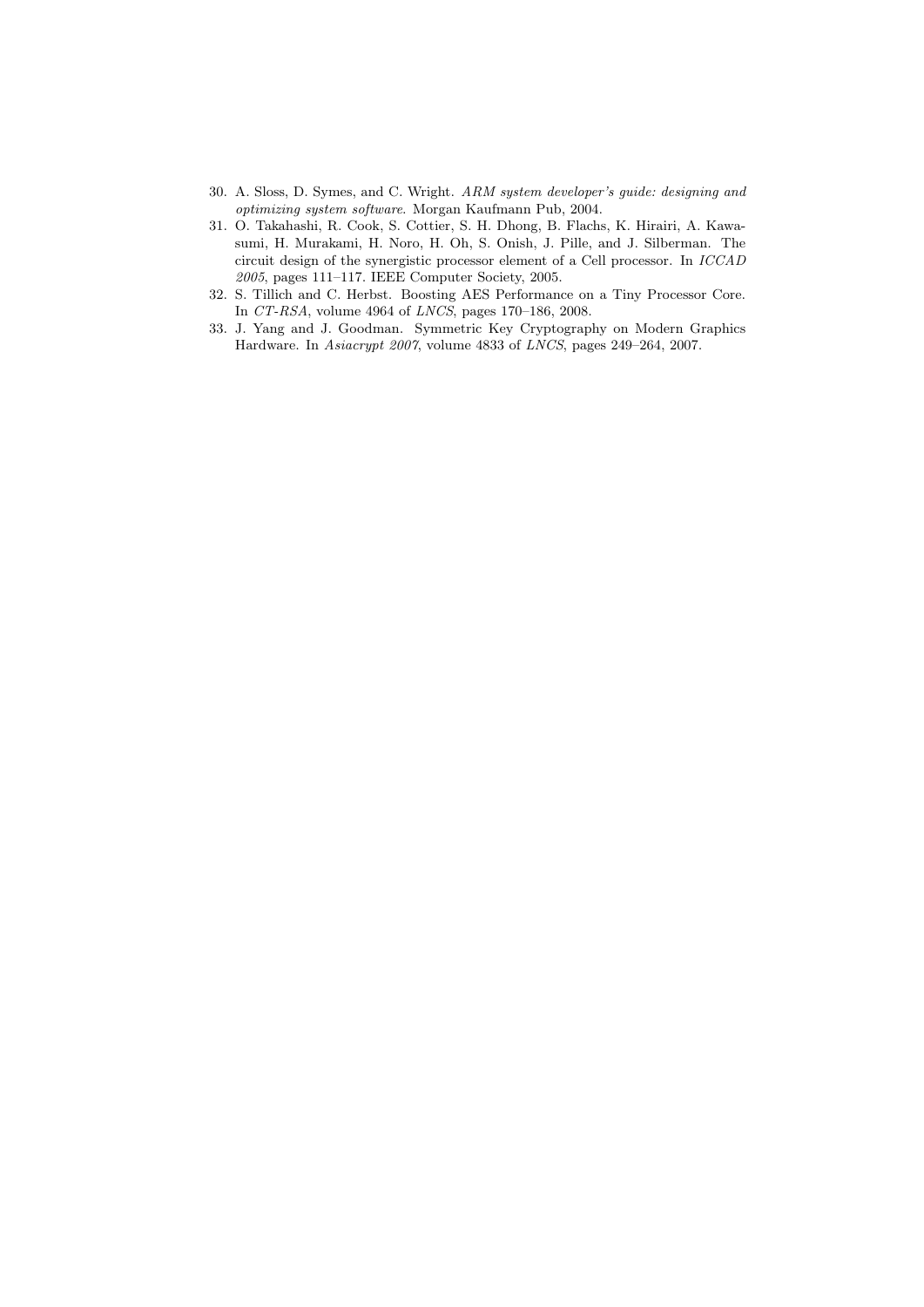30. A. Sloss, D. Symes, and C. Wright. *ARM system developer's guide: designing and optimizing system software*. Morgan Kaufmann Pub, 2004.
31. O. Takahashi, R. Cook, S. Cottier, S. H. Dhong, B. Flachs, K. Hirairi, A. Kawasumi, H. Murakami, H. Noro, H. Oh, S. Onish, J. Pille, and J. Silberman. The circuit design of the synergistic processor element of a Cell processor. In *ICCAD 2005*, pages 111–117. IEEE Computer Society, 2005.
32. S. Tillich and C. Herbst. Boosting AES Performance on a Tiny Processor Core. In *CT-RSA*, volume 4964 of *LNCS*, pages 170–186, 2008.
33. J. Yang and J. Goodman. Symmetric Key Cryptography on Modern Graphics Hardware. In *Asiacrypt 2007*, volume 4833 of *LNCS*, pages 249–264, 2007.